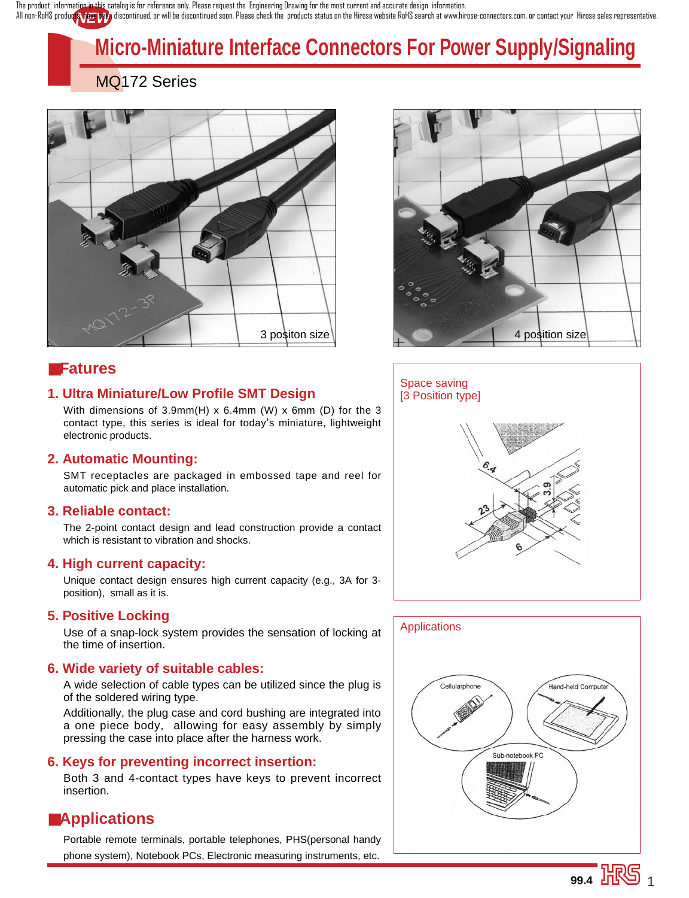The product information in this catalog is for reference only. Please request the Engineering Drawing for the most current and accurate design information.
All non-RoHS products have been discontinued, or will be discontinued soon. Please check the products status on the Hirose website RoHS search at www.hirose-connectors.com, or contact your Hirose sales representative.

# Micro-Miniature Interface Connectors For Power Supply/Signaling

MQ172 Series

3 positon size

4 position size

## Fatures

### 1. Ultra Miniature/Low Profile SMT Design

With dimensions of 3.9mm(H) x 6.4mm (W) x 6mm (D) for the 3 contact type, this series is ideal for today's miniature, lightweight electronic products.

### 2. Automatic Mounting:

SMT receptacles are packaged in embossed tape and reel for automatic pick and place installation.

### 3. Reliable contact:

The 2-point contact design and lead construction provide a contact which is resistant to vibration and shocks.

### 4. High current capacity:

Unique contact design ensures high current capacity (e.g., 3A for 3-position), small as it is.

### 5. Positive Locking

Use of a snap-lock system provides the sensation of locking at the time of insertion.

### 6. Wide variety of suitable cables:

A wide selection of cable types can be utilized since the plug is of the soldered wiring type.

Additionally, the plug case and cord bushing are integrated into a one piece body, allowing for easy assembly by simply pressing the case into place after the harness work.

### 6. Keys for preventing incorrect insertion:

Both 3 and 4-contact types have keys to prevent incorrect insertion.

## Applications

Portable remote terminals, portable telephones, PHS(personal handy phone system), Notebook PCs, Electronic measuring instruments, etc.

Space saving
[3 Position type]

6.4
3.9
23
6

Applications

Cellularphone
Hand-held Computer
Sub-notebook PC

99.4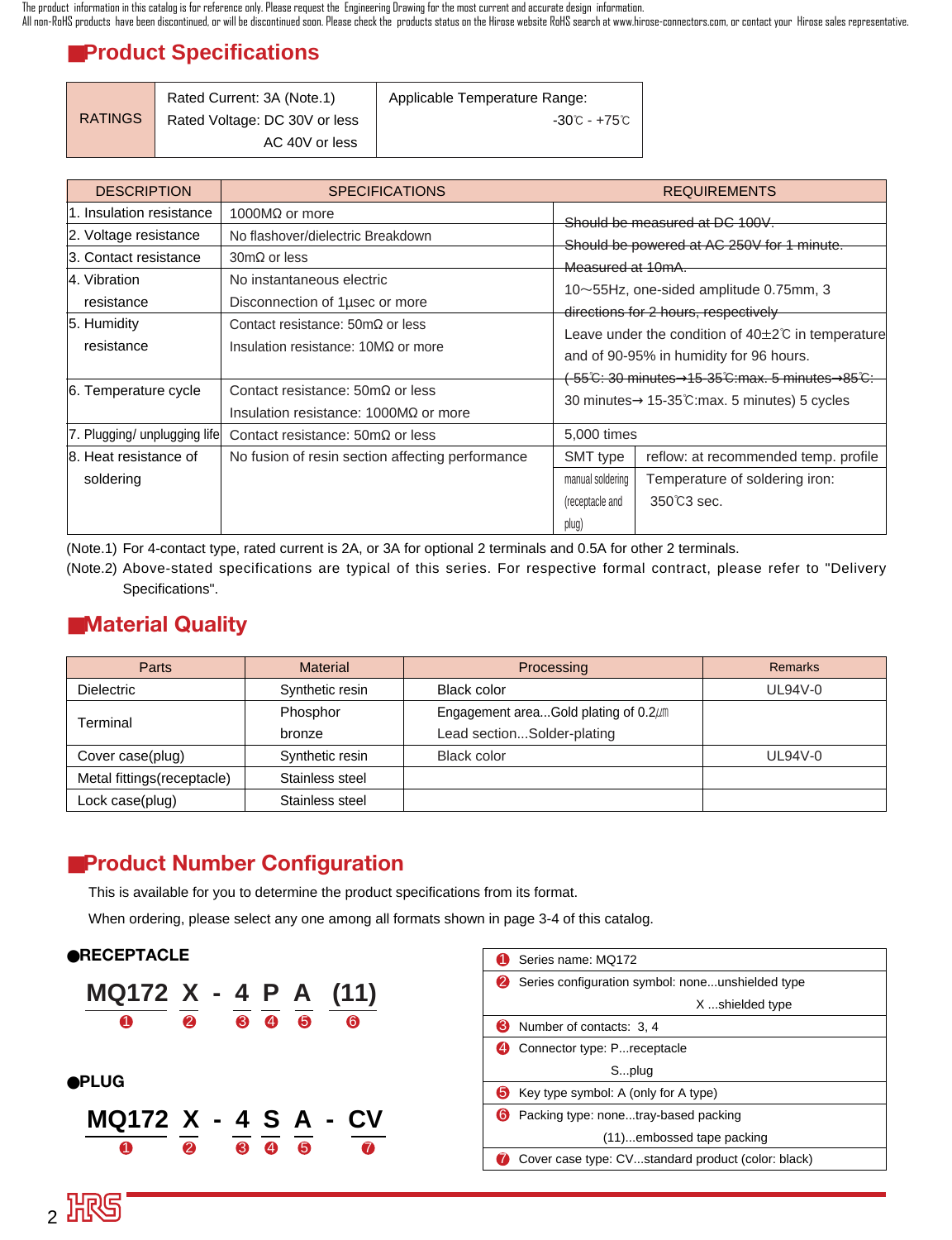The product information in this catalog is for reference only. Please request the Engineering Drawing for the most current and accurate design information.
All non-RoHS products have been discontinued, or will be discontinued soon. Please check the products status on the Hirose website RoHS search at www.hirose-connectors.com, or contact your Hirose sales representative.

## Product Specifications

| RATINGS | Rated Current: 3A (Note.1)<br>Rated Voltage: DC 30V or less<br>AC 40V or less | Applicable Temperature Range:<br>-30℃ - +75℃ |
|---|---|---|

| DESCRIPTION | SPECIFICATIONS | REQUIREMENTS | |
|---|---|---|---|
| 1. Insulation resistance | 1000MΩ or more | Should be measured at DC 100V. | |
| 2. Voltage resistance | No flashover/dielectric Breakdown | Should be powered at AC 250V for 1 minute. | |
| 3. Contact resistance | 30mΩ or less | Measured at 10mA. | |
| 4. Vibration resistance | No instantaneous electric Disconnection of 1μsec or more | 10~55Hz, one-sided amplitude 0.75mm, 3 directions for 2 hours, respectively | |
| 5. Humidity resistance | Contact resistance: 50mΩ or less<br>Insulation resistance: 10MΩ or more | Leave under the condition of 40±2℃ in temperature and of 90-95% in humidity for 96 hours. | |
| 6. Temperature cycle | Contact resistance: 50mΩ or less<br>Insulation resistance: 1000MΩ or more | (-55℃: 30 minutes→15-35℃:max. 5 minutes→85℃: 30 minutes→ 15-35℃:max. 5 minutes) 5 cycles | |
| 7. Plugging/ unplugging life | Contact resistance: 50mΩ or less | 5,000 times | |
| 8. Heat resistance of soldering | No fusion of resin section affecting performance | SMT type | reflow: at recommended temp. profile |
| | | manual soldering (receptacle and plug) | Temperature of soldering iron: 350℃3 sec. |

(Note.1) For 4-contact type, rated current is 2A, or 3A for optional 2 terminals and 0.5A for other 2 terminals.
(Note.2) Above-stated specifications are typical of this series. For respective formal contract, please refer to "Delivery Specifications".

## Material Quality

| Parts | Material | Processing | Remarks |
|---|---|---|---|
| Dielectric | Synthetic resin | Black color | UL94V-0 |
| Terminal | Phosphor bronze | Engagement area...Gold plating of 0.2μm<br>Lead section...Solder-plating | |
| Cover case(plug) | Synthetic resin | Black color | UL94V-0 |
| Metal fittings(receptacle) | Stainless steel | | |
| Lock case(plug) | Stainless steel | | |

## Product Number Configuration

This is available for you to determine the product specifications from its format.

When ordering, please select any one among all formats shown in page 3-4 of this catalog.

**●RECEPTACLE**

**MQ172 X - 4 P A (11)**
❶ ❷ ❸ ❹ ❺ ❻

**●PLUG**

**MQ172 X - 4 S A - CV**
❶ ❷ ❸ ❹ ❺ ❼

| | |
|---|---|
| ❶ | Series name: MQ172 |
| ❷ | Series configuration symbol: none...unshielded type<br>X ...shielded type |
| ❸ | Number of contacts: 3, 4 |
| ❹ | Connector type: P...receptacle<br>S...plug |
| ❺ | Key type symbol: A (only for A type) |
| ❻ | Packing type: none...tray-based packing<br>(11)...embossed tape packing |
| ❼ | Cover case type: CV...standard product (color: black) |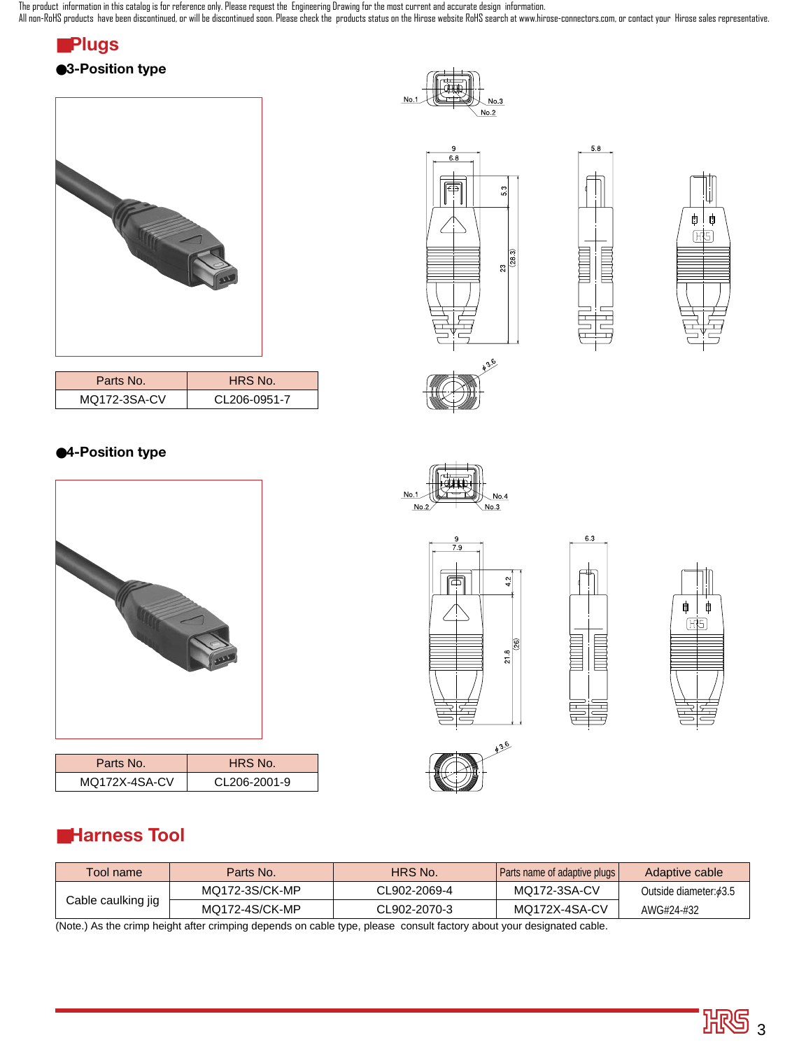The product information in this catalog is for reference only. Please request the Engineering Drawing for the most current and accurate design information.
All non-RoHS products have been discontinued, or will be discontinued soon. Please check the products status on the Hirose website RoHS search at www.hirose-connectors.com, or contact your Hirose sales representative.

## Plugs

### ●3-Position type

| Parts No. | HRS No. |
|---|---|
| MQ172-3SA-CV | CL206-0951-7 |

### ●4-Position type

| Parts No. | HRS No. |
|---|---|
| MQ172X-4SA-CV | CL206-2001-9 |

## Harness Tool

| Tool name | Parts No. | HRS No. | Parts name of adaptive plugs | Adaptive cable |
|---|---|---|---|---|
| Cable caulking jig | MQ172-3S/CK-MP | CL902-2069-4 | MQ172-3SA-CV | Outside diameter:ϕ3.5 |
| | MQ172-4S/CK-MP | CL902-2070-3 | MQ172X-4SA-CV | AWG#24-#32 |

(Note.) As the crimp height after crimping depends on cable type, please consult factory about your designated cable.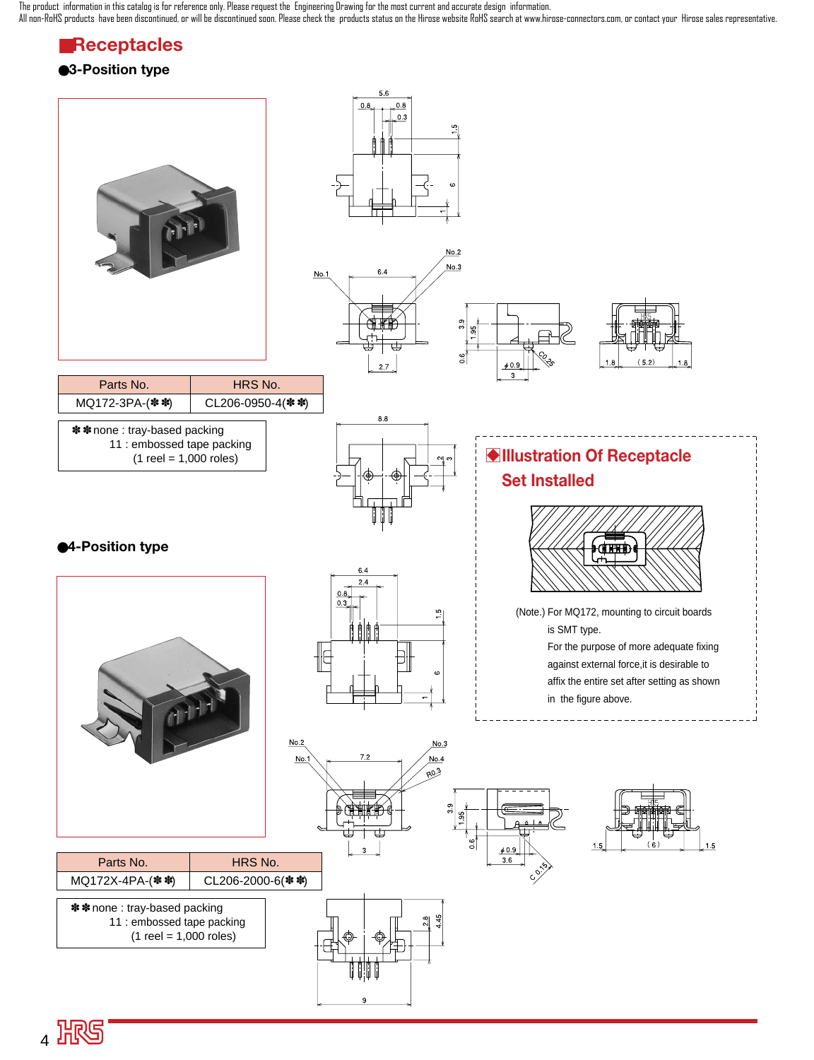The product information in this catalog is for reference only. Please request the Engineering Drawing for the most current and accurate design information.
All non-RoHS products have been discontinued, or will be discontinued soon. Please check the products status on the Hirose website RoHS search at www.hirose-connectors.com, or contact your Hirose sales representative.

## Receptacles

### ●3-Position type

| Parts No. | HRS No. |
|---|---|
| MQ172-3PA-(✽✽) | CL206-0950-4(✽✽) |

✽✽ none : tray-based packing
11 : embossed tape packing
(1 reel = 1,000 roles)

## Illustration Of Receptacle Set Installed

(Note.) For MQ172, mounting to circuit boards is SMT type.
For the purpose of more adequate fixing against external force,it is desirable to affix the entire set after setting as shown in the figure above.

### ●4-Position type

| Parts No. | HRS No. |
|---|---|
| MQ172X-4PA-(✽✽) | CL206-2000-6(✽✽) |

✽✽ none : tray-based packing
11 : embossed tape packing
(1 reel = 1,000 roles)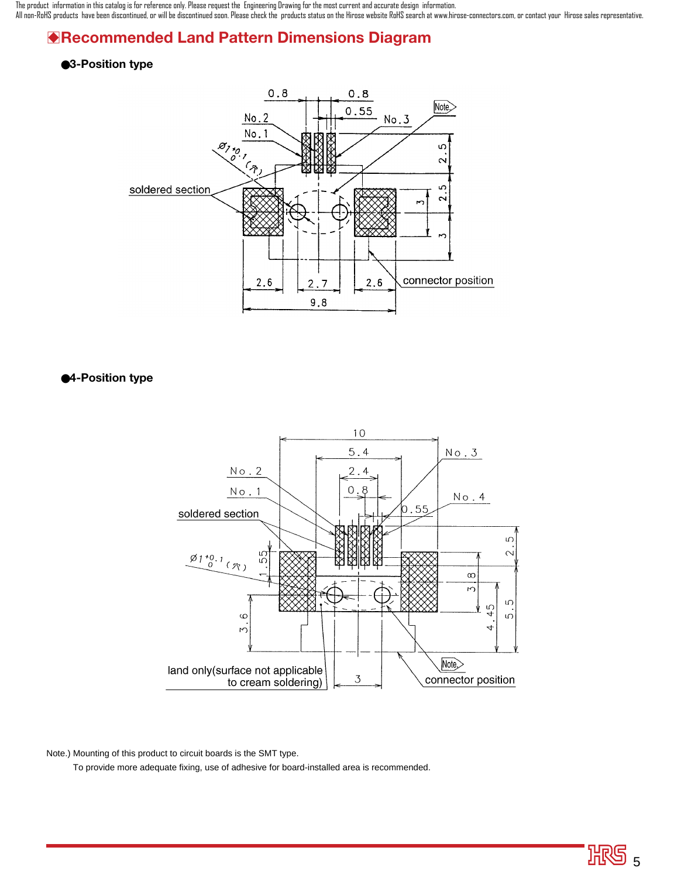The product information in this catalog is for reference only. Please request the Engineering Drawing for the most current and accurate design information.
All non-RoHS products have been discontinued, or will be discontinued soon. Please check the products status on the Hirose website RoHS search at www.hirose-connectors.com, or contact your Hirose sales representative.

# Recommended Land Pattern Dimensions Diagram

## ●3-Position type

0.8 0.8 0.55 No.2 No.1 No.3 Note $\varnothing 1^{+0.1}_{0}$ (穴) soldered section 2.5 2.5 3 3 2.6 2.7 2.6 9.8 connector position

## ●4-Position type

10 5.4 2.4 0.8 0.55 No.3 No.2 No.1 No.4 soldered section $\varnothing 1^{+0.1}_{0}$ (穴) 1.55 2.5 3.8 4.45 5.5 3.6 3 Note land only(surface not applicable to cream soldering) connector position

Note.) Mounting of this product to circuit boards is the SMT type.
To provide more adequate fixing, use of adhesive for board-installed area is recommended.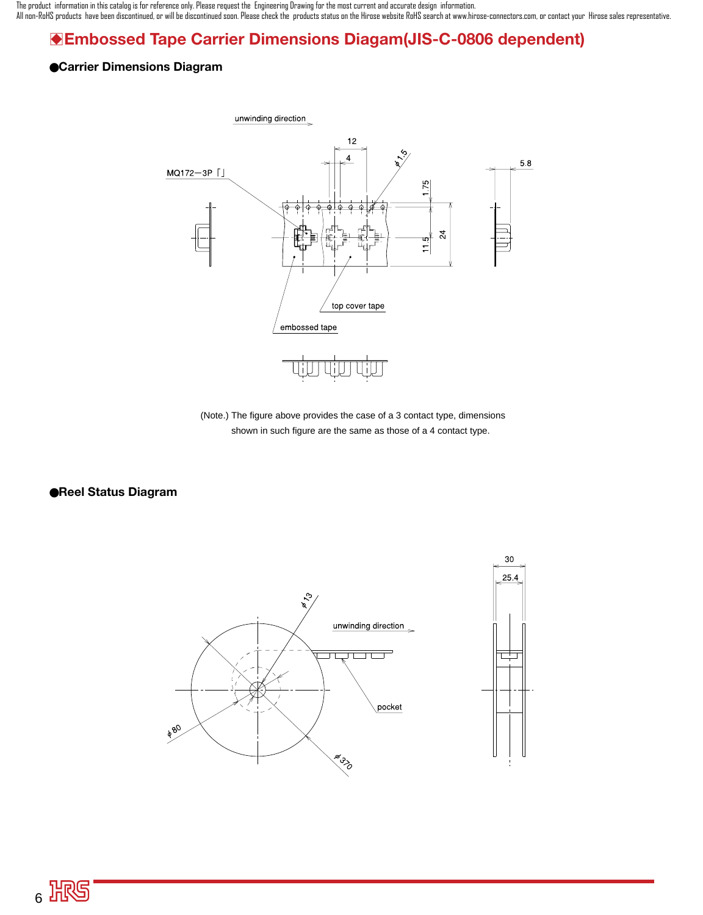## ◆Embossed Tape Carrier Dimensions Diagam(JIS-C-0806 dependent)

### ●Carrier Dimensions Diagram

unwinding direction

12

4

ϕ1.5

5.8

MQ172−3P「」

1.75

11.5

24

top cover tape

embossed tape

(Note.) The figure above provides the case of a 3 contact type, dimensions shown in such figure are the same as those of a 4 contact type.

### ●Reel Status Diagram

30

25.4

ϕ13

unwinding direction

pocket

ϕ80

ϕ370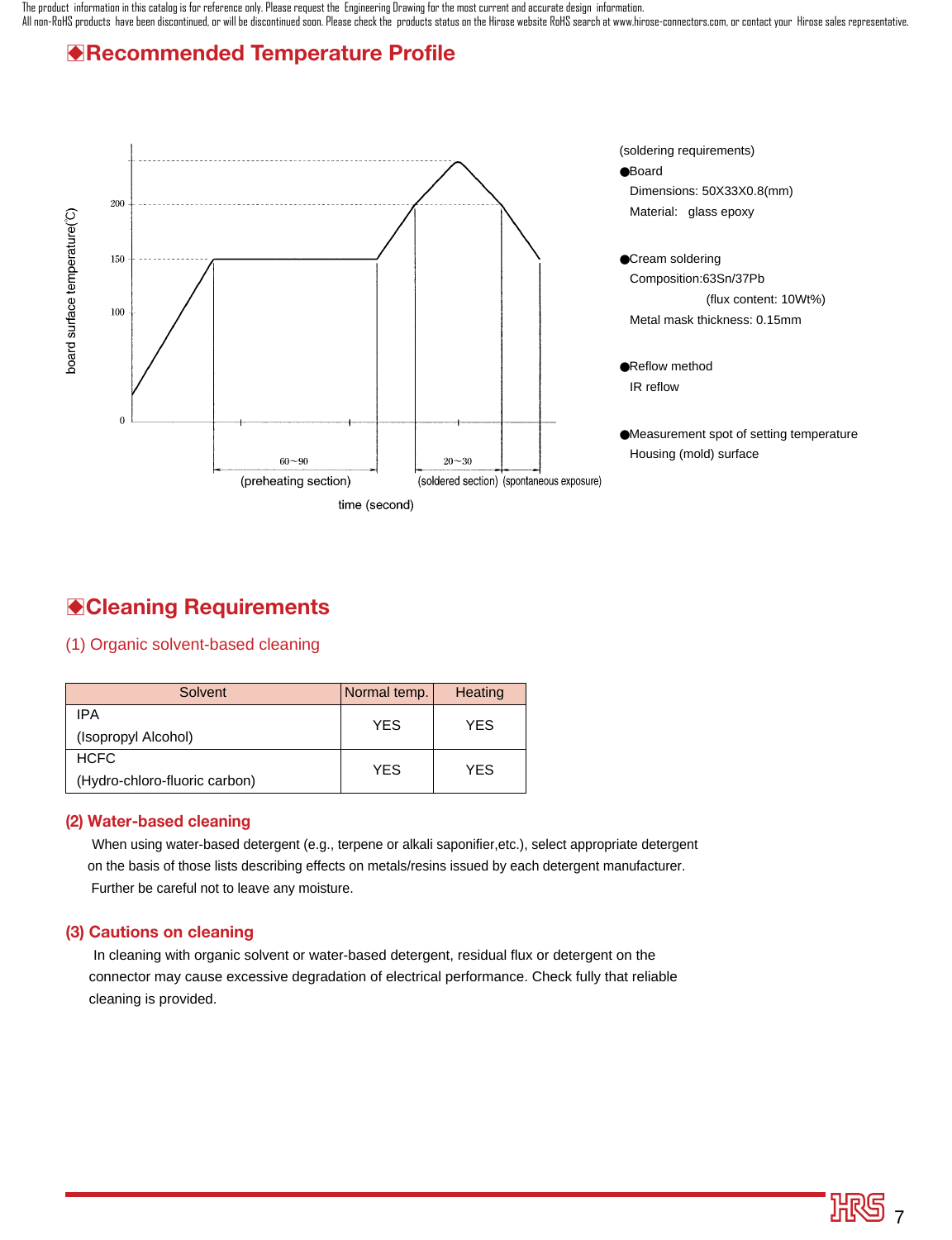The product information in this catalog is for reference only. Please request the Engineering Drawing for the most current and accurate design information.
All non-RoHS products have been discontinued, or will be discontinued soon. Please check the products status on the Hirose website RoHS search at www.hirose-connectors.com, or contact your Hirose sales representative.

## Recommended Temperature Profile

board surface temperature(℃)

200

150

100

0

60~90

(preheating section)

20~30

(soldered section) (spontaneous exposure)

time (second)

(soldering requirements)

●Board

Dimensions: 50X33X0.8(mm)

Material: glass epoxy

●Cream soldering

Composition:63Sn/37Pb

(flux content: 10Wt%)

Metal mask thickness: 0.15mm

●Reflow method

IR reflow

●Measurement spot of setting temperature

Housing (mold) surface

## Cleaning Requirements

### (1) Organic solvent-based cleaning

| Solvent | Normal temp. | Heating |
|---|---|---|
| IPA (Isopropyl Alcohol) | YES | YES |
| HCFC (Hydro-chloro-fluoric carbon) | YES | YES |

### (2) Water-based cleaning

When using water-based detergent (e.g., terpene or alkali saponifier,etc.), select appropriate detergent on the basis of those lists describing effects on metals/resins issued by each detergent manufacturer.

Further be careful not to leave any moisture.

### (3) Cautions on cleaning

In cleaning with organic solvent or water-based detergent, residual flux or detergent on the connector may cause excessive degradation of electrical performance. Check fully that reliable cleaning is provided.